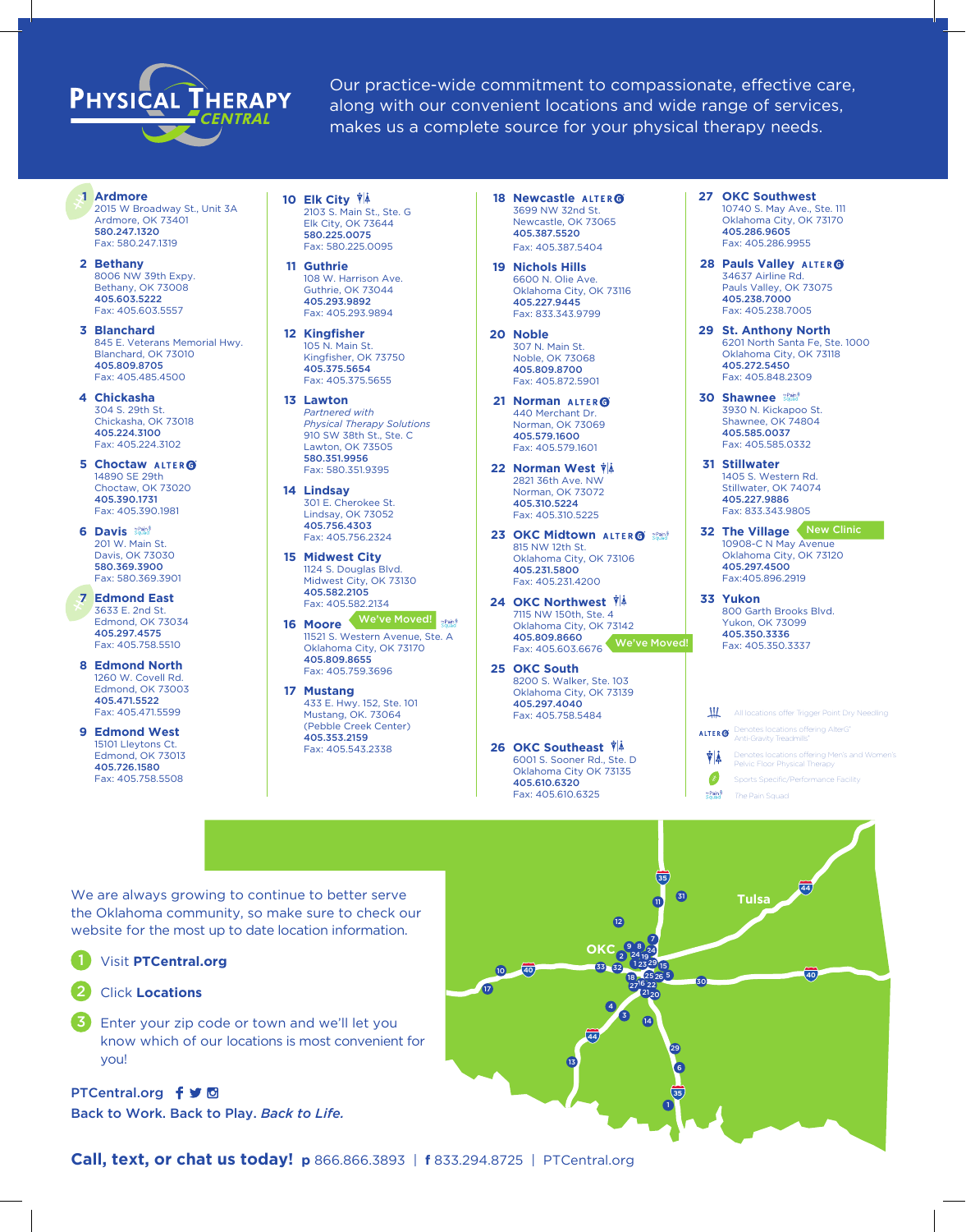# Physical Therapy Central

Our practice-wide commitment to compassionate, effective care, along with our convenient locations and wide range of services, makes us a complete source for your physical therapy needs.

**1 Ardmore**
2015 W Broadway St., Unit 3A
Ardmore, OK 73401
**580.247.1320**
Fax: 580.247.1319

**2 Bethany**
8006 NW 39th Expy.
Bethany, OK 73008
**405.603.5222**
Fax: 405.603.5557

**3 Blanchard**
845 E. Veterans Memorial Hwy.
Blanchard, OK 73010
**405.809.8705**
Fax: 405.485.4500

**4 Chickasha**
304 S. 29th St.
Chickasha, OK 73018
**405.224.3100**
Fax: 405.224.3102

**5 Choctaw** ALTER G
14890 SE 29th
Choctaw, OK 73020
**405.390.1731**
Fax: 405.390.1981

**6 Davis**
201 W. Main St.
Davis, OK 73030
**580.369.3900**
Fax: 580.369.3901

**7 Edmond East**
3633 E. 2nd St.
Edmond, OK 73034
**405.297.4575**
Fax: 405.758.5510

**8 Edmond North**
1260 W. Covell Rd.
Edmond, OK 73003
**405.471.5522**
Fax: 405.471.5599

**9 Edmond West**
15101 Lleytons Ct.
Edmond, OK 73013
**405.726.1580**
Fax: 405.758.5508

**10 Elk City**
2103 S. Main St., Ste. G
Elk City, OK 73644
**580.225.0075**
Fax: 580.225.0095

**11 Guthrie**
108 W. Harrison Ave.
Guthrie, OK 73044
**405.293.9892**
Fax: 405.293.9894

**12 Kingfisher**
105 N. Main St.
Kingfisher, OK 73750
**405.375.5654**
Fax: 405.375.5655

**13 Lawton**
*Partnered with Physical Therapy Solutions*
910 SW 38th St., Ste. C
Lawton, OK 73505
**580.351.9956**
Fax: 580.351.9395

**14 Lindsay**
301 E. Cherokee St.
Lindsay, OK 73052
**405.756.4303**
Fax: 405.756.2324

**15 Midwest City**
1124 S. Douglas Blvd.
Midwest City, OK 73130
**405.582.2105**
Fax: 405.582.2134

**16 Moore** — We've Moved!
11521 S. Western Avenue, Ste. A
Oklahoma City, OK 73170
**405.809.8655**
Fax: 405.759.3696

**17 Mustang**
433 E. Hwy. 152, Ste. 101
Mustang, OK. 73064
(Pebble Creek Center)
**405.353.2159**
Fax: 405.543.2338

**18 Newcastle** ALTER G
3699 NW 32nd St.
Newcastle, OK 73065
**405.387.5520**
Fax: 405.387.5404

**19 Nichols Hills**
6600 N. Olie Ave.
Oklahoma City, OK 73116
**405.227.9445**
Fax: 833.343.9799

**20 Noble**
307 N. Main St.
Noble, OK 73068
**405.809.8700**
Fax: 405.872.5901

**21 Norman** ALTER G
440 Merchant Dr.
Norman, OK 73069
**405.579.1600**
Fax: 405.579.1601

**22 Norman West**
2821 36th Ave. NW
Norman, OK 73072
**405.310.5224**
Fax: 405.310.5225

**23 OKC Midtown** ALTER G
815 NW 12th St.
Oklahoma City, OK 73106
**405.231.5800**
Fax: 405.231.4200

**24 OKC Northwest** — We've Moved!
7115 NW 150th, Ste. 4
Oklahoma City, OK 73142
**405.809.8660**
Fax: 405.603.6676

**25 OKC South**
8200 S. Walker, Ste. 103
Oklahoma City, OK 73139
**405.297.4040**
Fax: 405.758.5484

**26 OKC Southeast**
6001 S. Sooner Rd., Ste. D
Oklahoma City OK 73135
**405.610.6320**
Fax: 405.610.6325

**27 OKC Southwest**
10740 S. May Ave., Ste. 111
Oklahoma City, OK 73170
**405.286.9605**
Fax: 405.286.9955

**28 Pauls Valley** ALTER G
34637 Airline Rd.
Pauls Valley, OK 73075
**405.238.7000**
Fax: 405.238.7005

**29 St. Anthony North**
6201 North Santa Fe, Ste. 1000
Oklahoma City, OK 73118
**405.272.5450**
Fax: 405.848.2309

**30 Shawnee**
3930 N. Kickapoo St.
Shawnee, OK 74804
**405.585.0037**
Fax: 405.585.0332

**31 Stillwater**
1405 S. Western Rd.
Stillwater, OK 74074
**405.227.9886**
Fax: 833.343.9805

**32 The Village** — New Clinic
10908-C N May Avenue
Oklahoma City, OK 73120
**405.297.4500**
Fax:405.896.2919

**33 Yukon**
800 Garth Brooks Blvd.
Yukon, OK 73099
**405.350.3336**
Fax: 405.350.3337

All locations offer Trigger Point Dry Needling
ALTER G — Denotes locations offering AlterG® Anti-Gravity Treadmills®
Denotes locations offering Men's and Women's Pelvic Floor Physical Therapy
Sports Specific/Performance Facility
The Pain Squad

We are always growing to continue to better serve the Oklahoma community, so make sure to check our website for the most up to date location information.

1. Visit **PTCentral.org**
2. Click **Locations**
3. Enter your zip code or town and we'll let you know which of our locations is most convenient for you!

PTCentral.org

Back to Work. Back to Play. *Back to Life.*

**Call, text, or chat us today!** **p** 866.866.3893 | **f** 833.294.8725 | PTCentral.org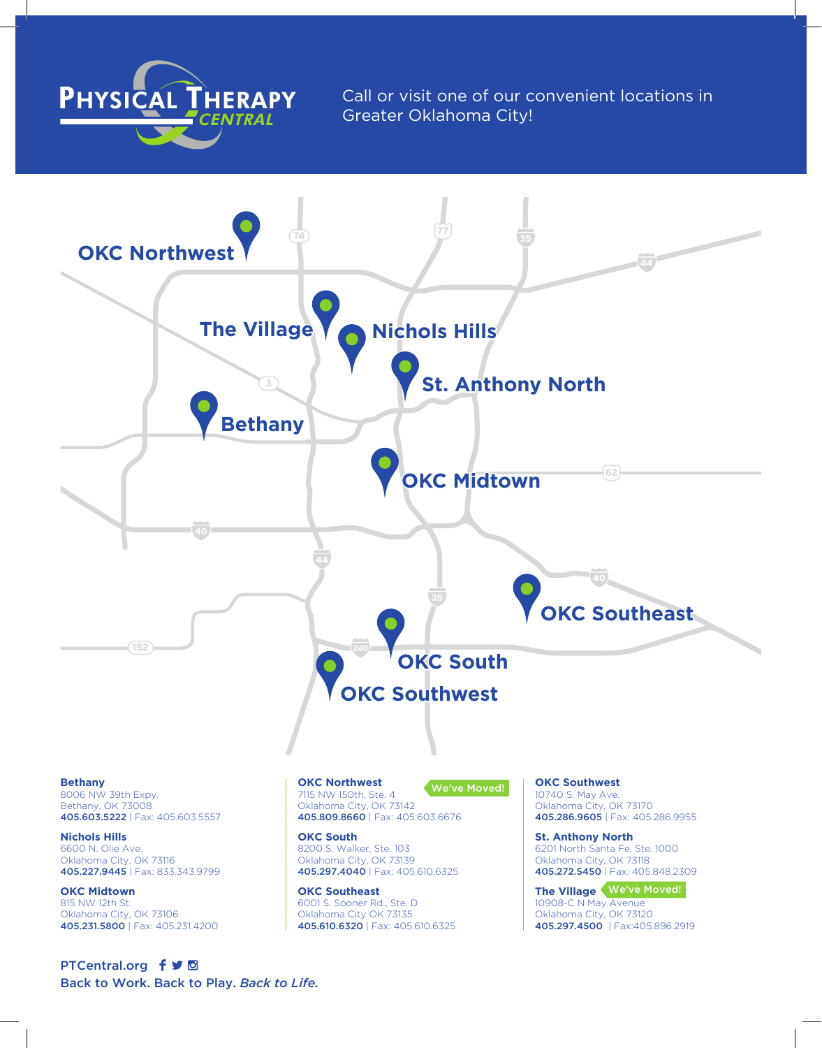# Physical Therapy Central

Call or visit one of our convenient locations in Greater Oklahoma City!

OKC Northwest

The Village

Nichols Hills

St. Anthony North

Bethany

OKC Midtown

OKC Southeast

OKC South

OKC Southwest

74
77
35
44
3
62
40
44
35
40
152
240

**Bethany**
8006 NW 39th Expy.
Bethany, OK 73008
**405.603.5222** | Fax: 405.603.5557

**Nichols Hills**
6600 N. Olie Ave.
Oklahoma City, OK 73116
**405.227.9445** | Fax: 833.343.9799

**OKC Midtown**
815 NW 12th St.
Oklahoma City, OK 73106
**405.231.5800** | Fax: 405.231.4200

**OKC Northwest** We've Moved!
7115 NW 150th, Ste. 4
Oklahoma City, OK 73142
**405.809.8660** | Fax: 405.603.6676

**OKC South**
8200 S. Walker, Ste. 103
Oklahoma City, OK 73139
**405.297.4040** | Fax: 405.610.6325

**OKC Southeast**
6001 S. Sooner Rd., Ste. D
Oklahoma City OK 73135
**405.610.6320** | Fax: 405.610.6325

**OKC Southwest**
10740 S. May Ave.
Oklahoma City, OK 73170
**405.286.9605** | Fax: 405.286.9955

**St. Anthony North**
6201 North Santa Fe, Ste. 1000
Oklahoma City, OK 73118
**405.272.5450** | Fax: 405.848.2309

**The Village** We've Moved!
10908-C N May Avenue
Oklahoma City, OK 73120
**405.297.4500** | Fax:405.896.2919

PTCentral.org

Back to Work. Back to Play. *Back to Life.*